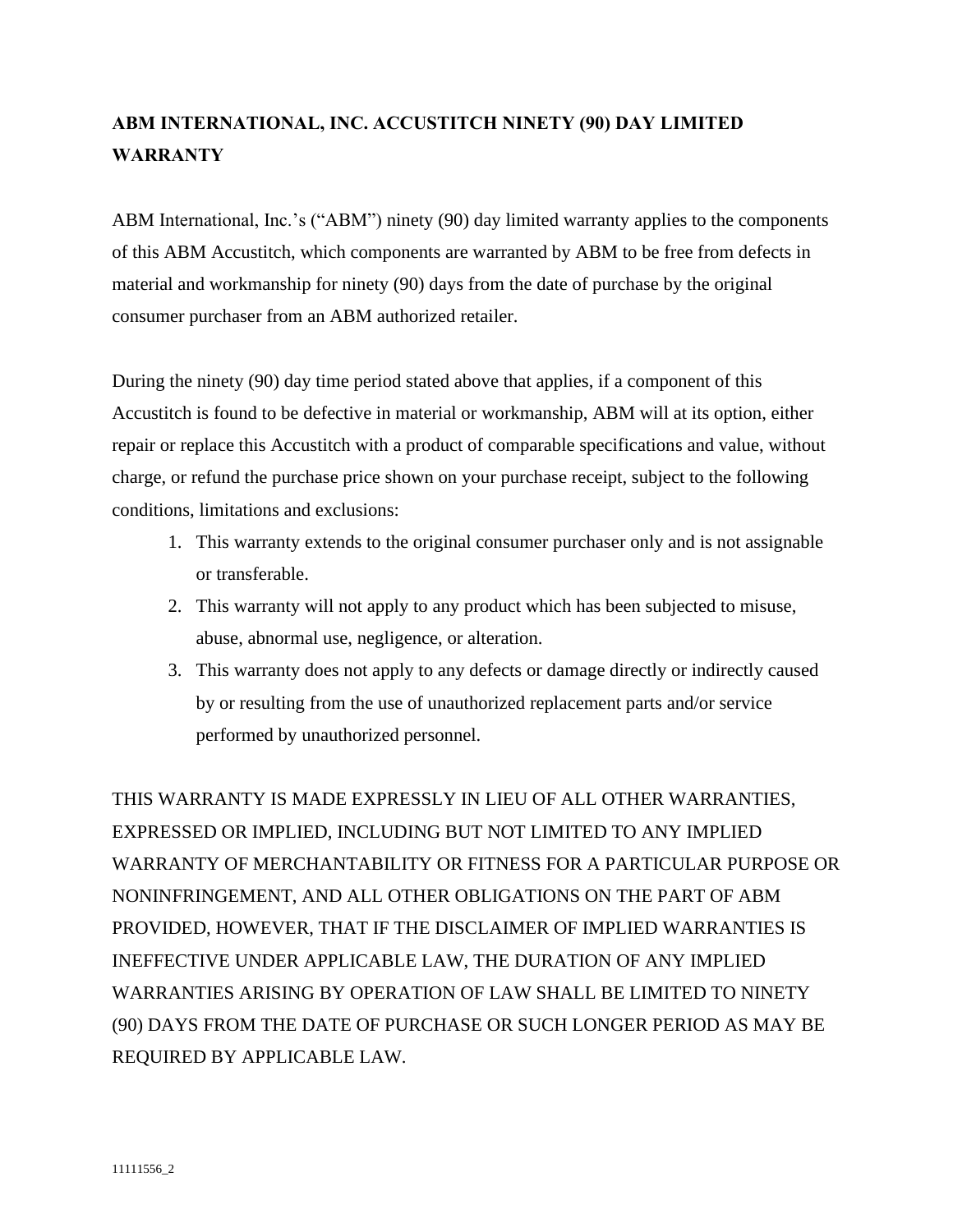# ABM INTERNATIONAL, INC. ACCUSTITCH NINETY (90) DAY LIMITED WARRANTY

ABM International, Inc.'s ("ABM") ninety (90) day limited warranty applies to the components of this ABM Accustitch, which components are warranted by ABM to be free from defects in material and workmanship for ninety (90) days from the date of purchase by the original consumer purchaser from an ABM authorized retailer.

During the ninety (90) day time period stated above that applies, if a component of this Accustitch is found to be defective in material or workmanship, ABM will at its option, either repair or replace this Accustitch with a product of comparable specifications and value, without charge, or refund the purchase price shown on your purchase receipt, subject to the following conditions, limitations and exclusions:

1. This warranty extends to the original consumer purchaser only and is not assignable or transferable.
2. This warranty will not apply to any product which has been subjected to misuse, abuse, abnormal use, negligence, or alteration.
3. This warranty does not apply to any defects or damage directly or indirectly caused by or resulting from the use of unauthorized replacement parts and/or service performed by unauthorized personnel.

THIS WARRANTY IS MADE EXPRESSLY IN LIEU OF ALL OTHER WARRANTIES, EXPRESSED OR IMPLIED, INCLUDING BUT NOT LIMITED TO ANY IMPLIED WARRANTY OF MERCHANTABILITY OR FITNESS FOR A PARTICULAR PURPOSE OR NONINFRINGEMENT, AND ALL OTHER OBLIGATIONS ON THE PART OF ABM PROVIDED, HOWEVER, THAT IF THE DISCLAIMER OF IMPLIED WARRANTIES IS INEFFECTIVE UNDER APPLICABLE LAW, THE DURATION OF ANY IMPLIED WARRANTIES ARISING BY OPERATION OF LAW SHALL BE LIMITED TO NINETY (90) DAYS FROM THE DATE OF PURCHASE OR SUCH LONGER PERIOD AS MAY BE REQUIRED BY APPLICABLE LAW.

11111556_2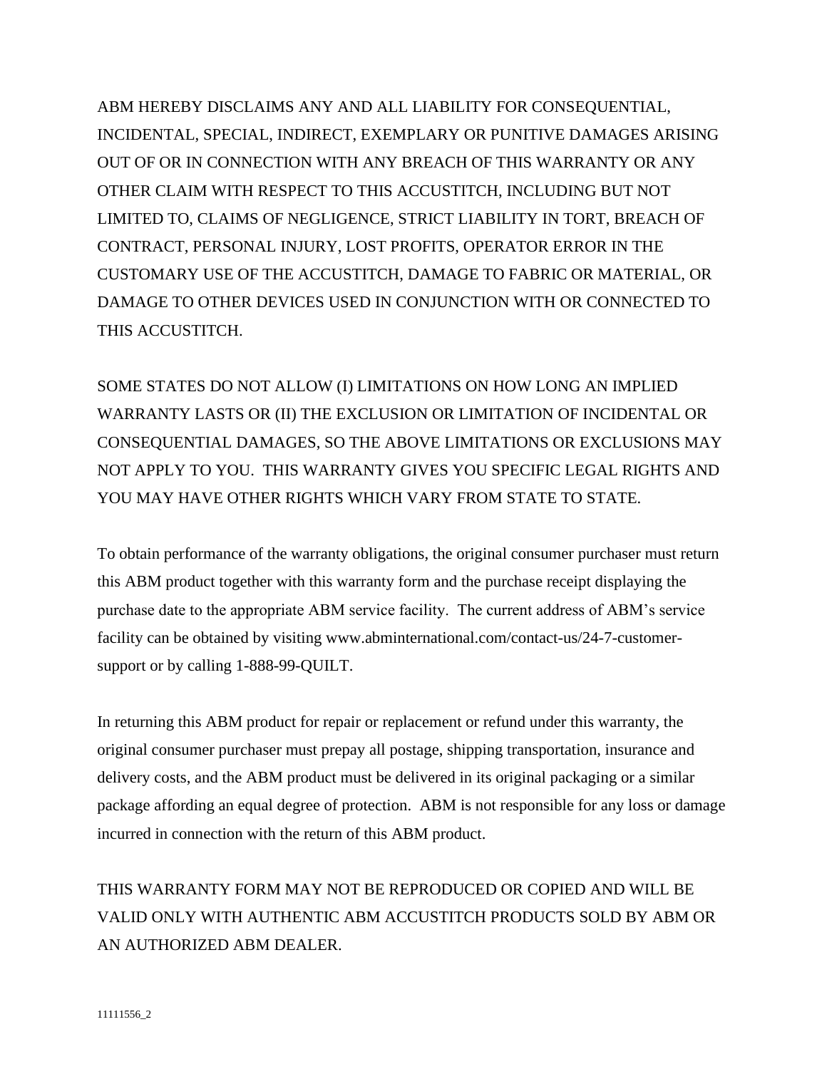ABM HEREBY DISCLAIMS ANY AND ALL LIABILITY FOR CONSEQUENTIAL, INCIDENTAL, SPECIAL, INDIRECT, EXEMPLARY OR PUNITIVE DAMAGES ARISING OUT OF OR IN CONNECTION WITH ANY BREACH OF THIS WARRANTY OR ANY OTHER CLAIM WITH RESPECT TO THIS ACCUSTITCH, INCLUDING BUT NOT LIMITED TO, CLAIMS OF NEGLIGENCE, STRICT LIABILITY IN TORT, BREACH OF CONTRACT, PERSONAL INJURY, LOST PROFITS, OPERATOR ERROR IN THE CUSTOMARY USE OF THE ACCUSTITCH, DAMAGE TO FABRIC OR MATERIAL, OR DAMAGE TO OTHER DEVICES USED IN CONJUNCTION WITH OR CONNECTED TO THIS ACCUSTITCH.

SOME STATES DO NOT ALLOW (I) LIMITATIONS ON HOW LONG AN IMPLIED WARRANTY LASTS OR (II) THE EXCLUSION OR LIMITATION OF INCIDENTAL OR CONSEQUENTIAL DAMAGES, SO THE ABOVE LIMITATIONS OR EXCLUSIONS MAY NOT APPLY TO YOU. THIS WARRANTY GIVES YOU SPECIFIC LEGAL RIGHTS AND YOU MAY HAVE OTHER RIGHTS WHICH VARY FROM STATE TO STATE.

To obtain performance of the warranty obligations, the original consumer purchaser must return this ABM product together with this warranty form and the purchase receipt displaying the purchase date to the appropriate ABM service facility. The current address of ABM's service facility can be obtained by visiting www.abminternational.com/contact-us/24-7-customer-support or by calling 1-888-99-QUILT.

In returning this ABM product for repair or replacement or refund under this warranty, the original consumer purchaser must prepay all postage, shipping transportation, insurance and delivery costs, and the ABM product must be delivered in its original packaging or a similar package affording an equal degree of protection. ABM is not responsible for any loss or damage incurred in connection with the return of this ABM product.

THIS WARRANTY FORM MAY NOT BE REPRODUCED OR COPIED AND WILL BE VALID ONLY WITH AUTHENTIC ABM ACCUSTITCH PRODUCTS SOLD BY ABM OR AN AUTHORIZED ABM DEALER.

11111556_2